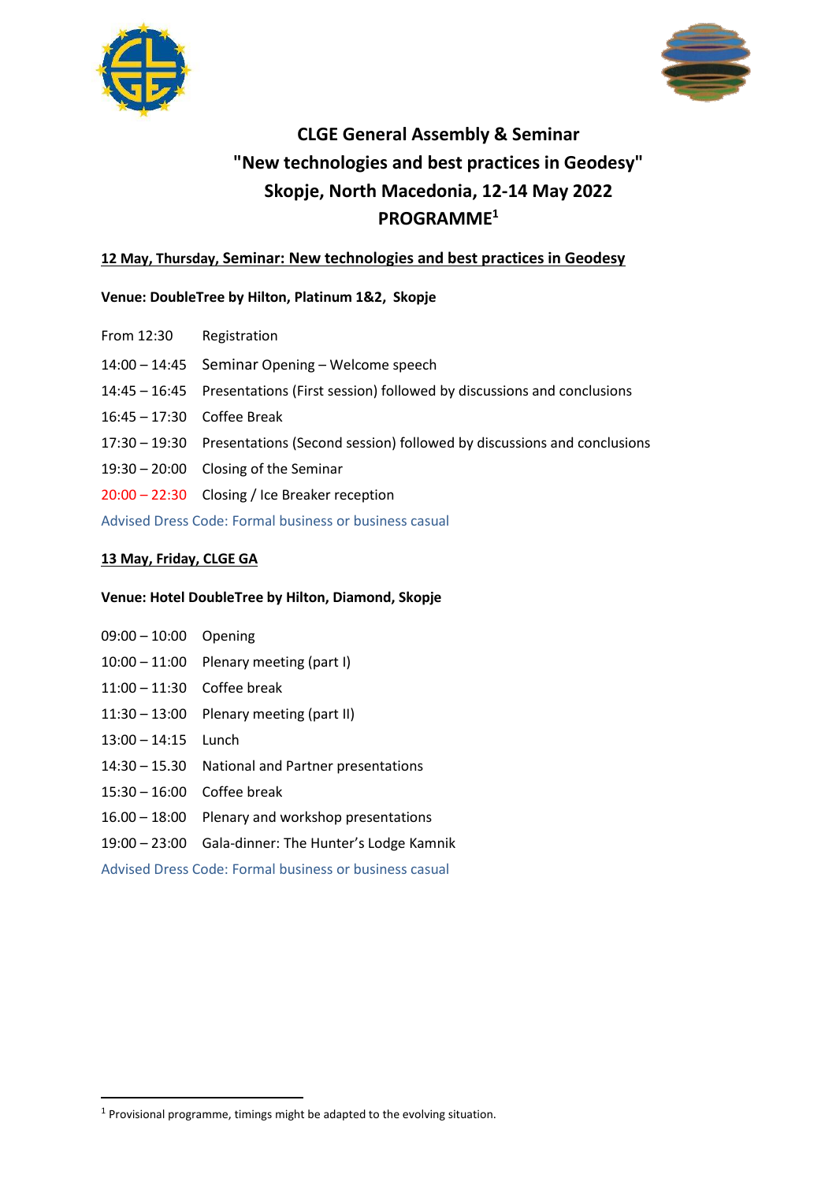# CLGE General Assembly & Seminar
# "New technologies and best practices in Geodesy"
# Skopje, North Macedonia, 12-14 May 2022
# PROGRAMME[1]

## 12 May, Thursday, Seminar: New technologies and best practices in Geodesy

**Venue: DoubleTree by Hilton, Platinum 1&2, Skopje**

| | |
|---|---|
| From 12:30 | Registration |
| 14:00 – 14:45 | Seminar Opening – Welcome speech |
| 14:45 – 16:45 | Presentations (First session) followed by discussions and conclusions |
| 16:45 – 17:30 | Coffee Break |
| 17:30 – 19:30 | Presentations (Second session) followed by discussions and conclusions |
| 19:30 – 20:00 | Closing of the Seminar |
| 20:00 – 22:30 | Closing / Ice Breaker reception |

Advised Dress Code: Formal business or business casual

## 13 May, Friday, CLGE GA

**Venue: Hotel DoubleTree by Hilton, Diamond, Skopje**

| | |
|---|---|
| 09:00 – 10:00 | Opening |
| 10:00 – 11:00 | Plenary meeting (part I) |
| 11:00 – 11:30 | Coffee break |
| 11:30 – 13:00 | Plenary meeting (part II) |
| 13:00 – 14:15 | Lunch |
| 14:30 – 15.30 | National and Partner presentations |
| 15:30 – 16:00 | Coffee break |
| 16.00 – 18:00 | Plenary and workshop presentations |
| 19:00 – 23:00 | Gala-dinner: The Hunter's Lodge Kamnik |

Advised Dress Code: Formal business or business casual

---

[1] Provisional programme, timings might be adapted to the evolving situation.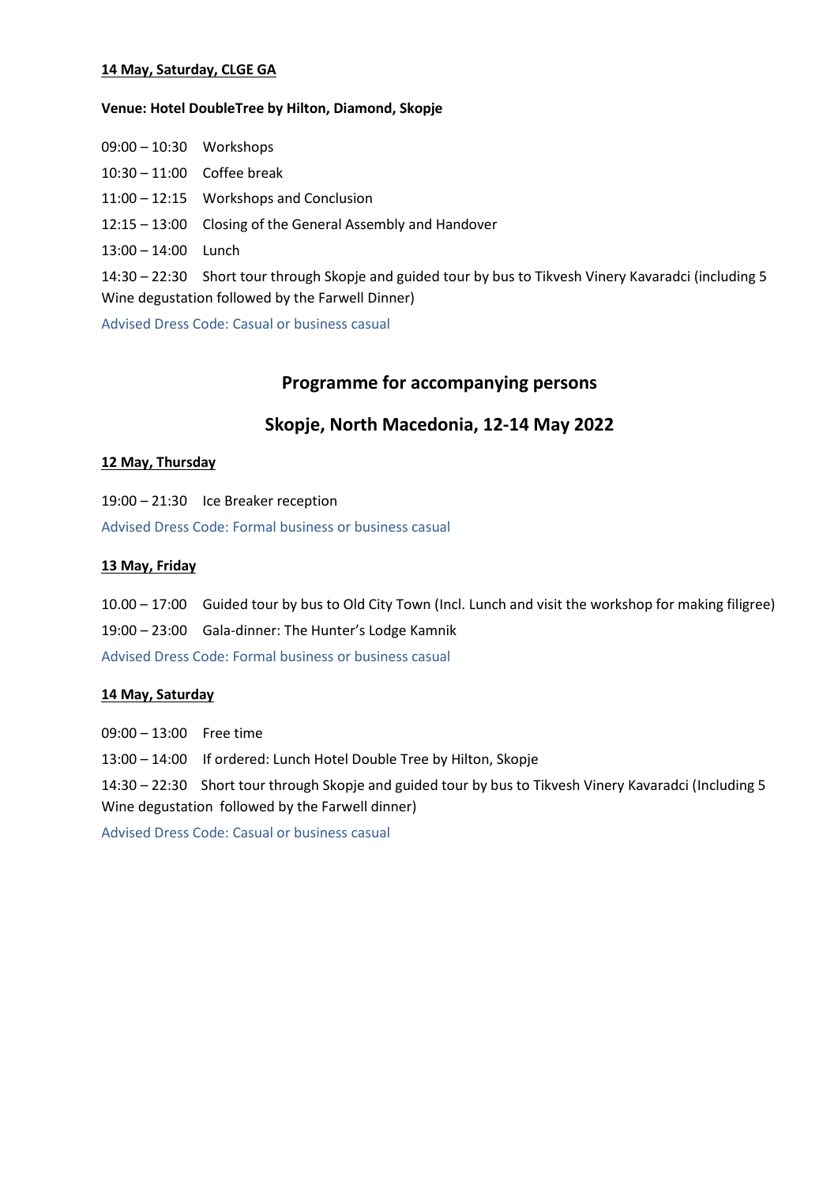**14 May, Saturday, CLGE GA**

**Venue: Hotel DoubleTree by Hilton, Diamond, Skopje**

09:00 – 10:30 Workshops

10:30 – 11:00 Coffee break

11:00 – 12:15 Workshops and Conclusion

12:15 – 13:00 Closing of the General Assembly and Handover

13:00 – 14:00 Lunch

14:30 – 22:30 Short tour through Skopje and guided tour by bus to Tikvesh Vinery Kavaradci (including 5 Wine degustation followed by the Farwell Dinner)

Advised Dress Code: Casual or business casual

## Programme for accompanying persons

## Skopje, North Macedonia, 12-14 May 2022

**12 May, Thursday**

19:00 – 21:30 Ice Breaker reception

Advised Dress Code: Formal business or business casual

**13 May, Friday**

10.00 – 17:00 Guided tour by bus to Old City Town (Incl. Lunch and visit the workshop for making filigree)

19:00 – 23:00 Gala-dinner: The Hunter's Lodge Kamnik

Advised Dress Code: Formal business or business casual

**14 May, Saturday**

09:00 – 13:00 Free time

13:00 – 14:00 If ordered: Lunch Hotel Double Tree by Hilton, Skopje

14:30 – 22:30 Short tour through Skopje and guided tour by bus to Tikvesh Vinery Kavaradci (Including 5 Wine degustation followed by the Farwell dinner)

Advised Dress Code: Casual or business casual